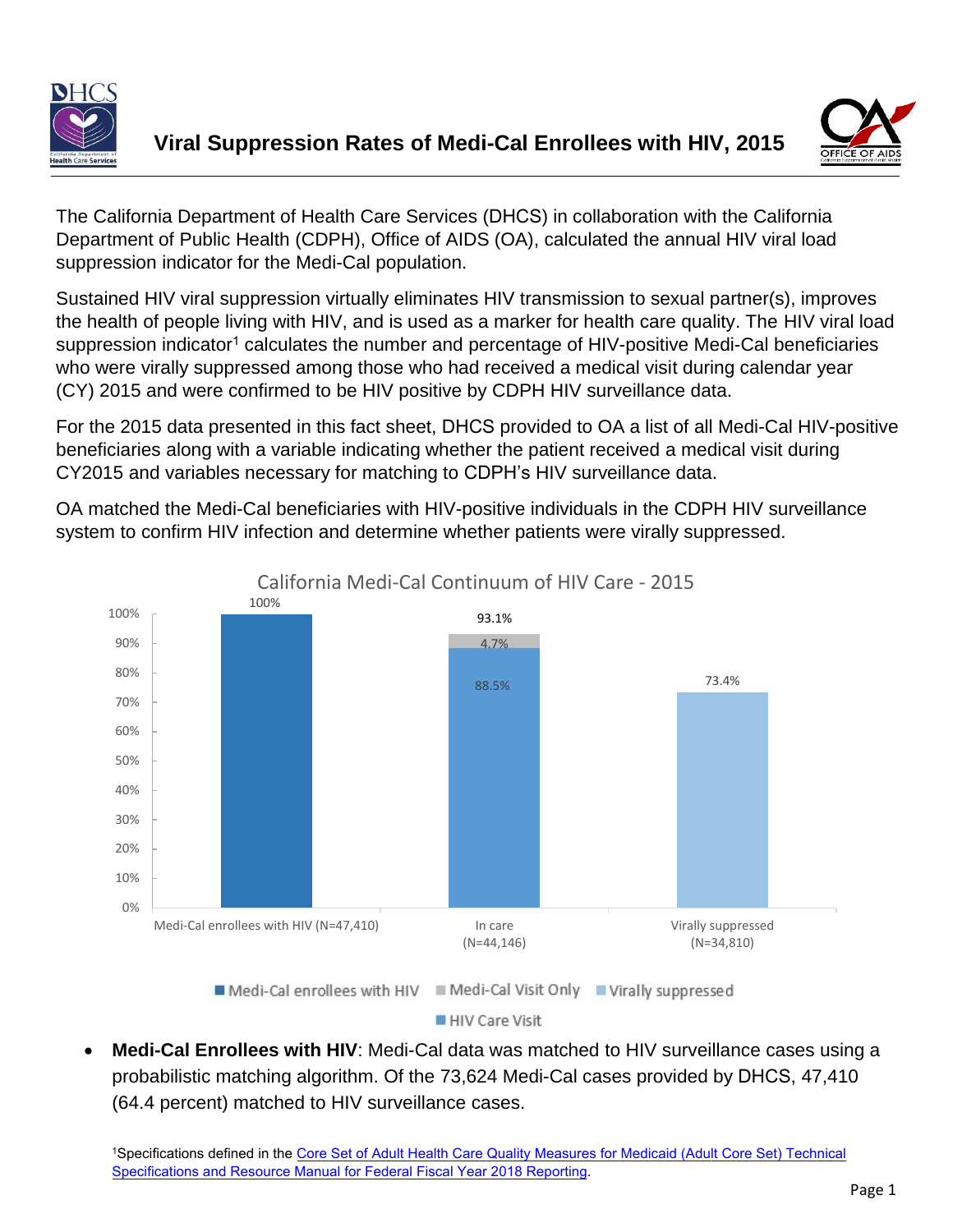# Viral Suppression Rates of Medi-Cal Enrollees with HIV, 2015

The California Department of Health Care Services (DHCS) in collaboration with the California Department of Public Health (CDPH), Office of AIDS (OA), calculated the annual HIV viral load suppression indicator for the Medi-Cal population.

Sustained HIV viral suppression virtually eliminates HIV transmission to sexual partner(s), improves the health of people living with HIV, and is used as a marker for health care quality. The HIV viral load suppression indicator[1] calculates the number and percentage of HIV-positive Medi-Cal beneficiaries who were virally suppressed among those who had received a medical visit during calendar year (CY) 2015 and were confirmed to be HIV positive by CDPH HIV surveillance data.

For the 2015 data presented in this fact sheet, DHCS provided to OA a list of all Medi-Cal HIV-positive beneficiaries along with a variable indicating whether the patient received a medical visit during CY2015 and variables necessary for matching to CDPH's HIV surveillance data.

OA matched the Medi-Cal beneficiaries with HIV-positive individuals in the CDPH HIV surveillance system to confirm HIV infection and determine whether patients were virally suppressed.

**California Medi-Cal Continuum of HIV Care - 2015**

| Category | HIV Care Visit | Medi-Cal Visit Only | Total |
|---|---|---|---|
| Medi-Cal enrollees with HIV (N=47,410) | | | 100% |
| In care (N=44,146) | 88.5% | 4.7% | 93.1% |
| Virally suppressed (N=34,810) | | | 73.4% |

- **Medi-Cal Enrollees with HIV**: Medi-Cal data was matched to HIV surveillance cases using a probabilistic matching algorithm. Of the 73,624 Medi-Cal cases provided by DHCS, 47,410 (64.4 percent) matched to HIV surveillance cases.

[1]Specifications defined in the Core Set of Adult Health Care Quality Measures for Medicaid (Adult Core Set) Technical Specifications and Resource Manual for Federal Fiscal Year 2018 Reporting.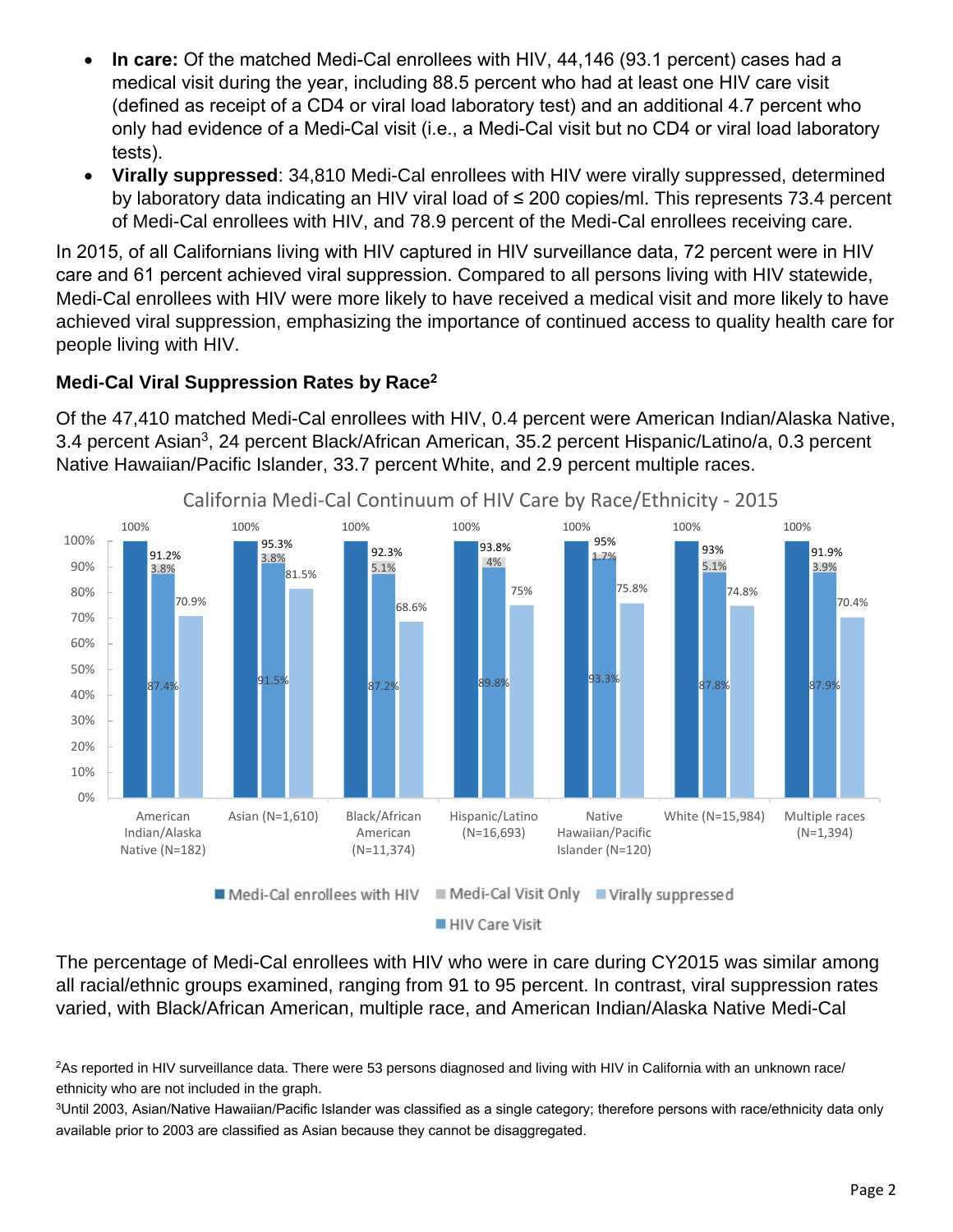- **In care:** Of the matched Medi-Cal enrollees with HIV, 44,146 (93.1 percent) cases had a medical visit during the year, including 88.5 percent who had at least one HIV care visit (defined as receipt of a CD4 or viral load laboratory test) and an additional 4.7 percent who only had evidence of a Medi-Cal visit (i.e., a Medi-Cal visit but no CD4 or viral load laboratory tests).
- **Virally suppressed**: 34,810 Medi-Cal enrollees with HIV were virally suppressed, determined by laboratory data indicating an HIV viral load of ≤ 200 copies/ml. This represents 73.4 percent of Medi-Cal enrollees with HIV, and 78.9 percent of the Medi-Cal enrollees receiving care.

In 2015, of all Californians living with HIV captured in HIV surveillance data, 72 percent were in HIV care and 61 percent achieved viral suppression. Compared to all persons living with HIV statewide, Medi-Cal enrollees with HIV were more likely to have received a medical visit and more likely to have achieved viral suppression, emphasizing the importance of continued access to quality health care for people living with HIV.

### Medi-Cal Viral Suppression Rates by Race[2]

Of the 47,410 matched Medi-Cal enrollees with HIV, 0.4 percent were American Indian/Alaska Native, 3.4 percent Asian[3], 24 percent Black/African American, 35.2 percent Hispanic/Latino/a, 0.3 percent Native Hawaiian/Pacific Islander, 33.7 percent White, and 2.9 percent multiple races.

**California Medi-Cal Continuum of HIV Care by Race/Ethnicity - 2015**

| Race/Ethnicity | Medi-Cal enrollees with HIV | HIV Care Visit | Medi-Cal Visit Only | Total in care | Virally suppressed |
|---|---|---|---|---|---|
| American Indian/Alaska Native (N=182) | 100% | 87.4% | 3.8% | 91.2% | 70.9% |
| Asian (N=1,610) | 100% | 91.5% | 3.8% | 95.3% | 81.5% |
| Black/African American (N=11,374) | 100% | 87.2% | 5.1% | 92.3% | 68.6% |
| Hispanic/Latino (N=16,693) | 100% | 89.8% | 4% | 93.8% | 75% |
| Native Hawaiian/Pacific Islander (N=120) | 100% | 93.3% | 1.7% | 95% | 75.8% |
| White (N=15,984) | 100% | 87.8% | 5.1% | 93% | 74.8% |
| Multiple races (N=1,394) | 100% | 87.9% | 3.9% | 91.9% | 70.4% |

The percentage of Medi-Cal enrollees with HIV who were in care during CY2015 was similar among all racial/ethnic groups examined, ranging from 91 to 95 percent. In contrast, viral suppression rates varied, with Black/African American, multiple race, and American Indian/Alaska Native Medi-Cal

[2]As reported in HIV surveillance data. There were 53 persons diagnosed and living with HIV in California with an unknown race/ethnicity who are not included in the graph.

[3]Until 2003, Asian/Native Hawaiian/Pacific Islander was classified as a single category; therefore persons with race/ethnicity data only available prior to 2003 are classified as Asian because they cannot be disaggregated.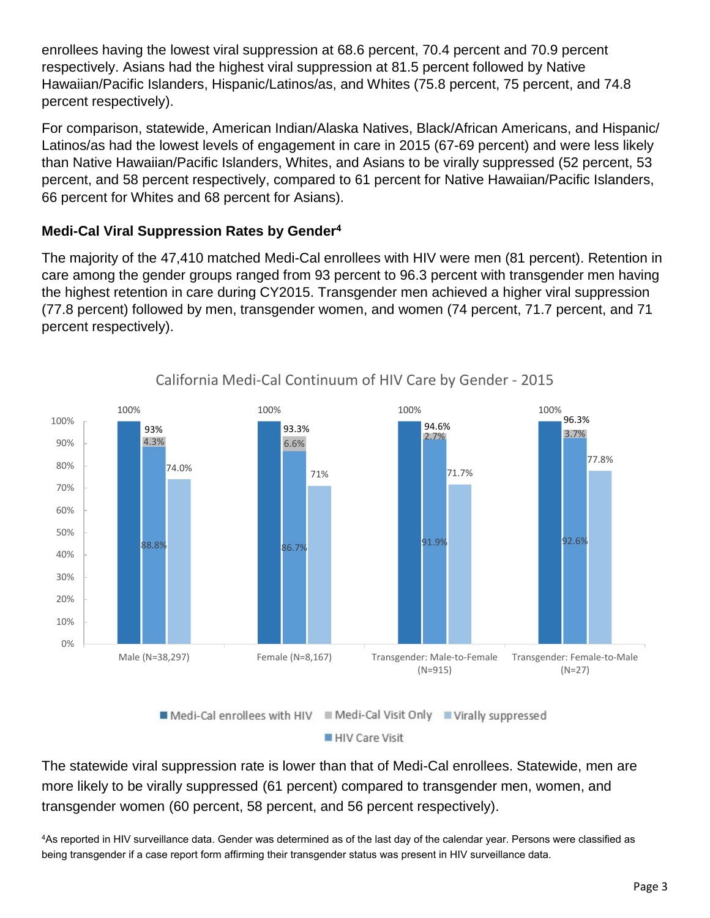enrollees having the lowest viral suppression at 68.6 percent, 70.4 percent and 70.9 percent respectively. Asians had the highest viral suppression at 81.5 percent followed by Native Hawaiian/Pacific Islanders, Hispanic/Latinos/as, and Whites (75.8 percent, 75 percent, and 74.8 percent respectively).

For comparison, statewide, American Indian/Alaska Natives, Black/African Americans, and Hispanic/Latinos/as had the lowest levels of engagement in care in 2015 (67-69 percent) and were less likely than Native Hawaiian/Pacific Islanders, Whites, and Asians to be virally suppressed (52 percent, 53 percent, and 58 percent respectively, compared to 61 percent for Native Hawaiian/Pacific Islanders, 66 percent for Whites and 68 percent for Asians).

### Medi-Cal Viral Suppression Rates by Gender[4]

The majority of the 47,410 matched Medi-Cal enrollees with HIV were men (81 percent). Retention in care among the gender groups ranged from 93 percent to 96.3 percent with transgender men having the highest retention in care during CY2015. Transgender men achieved a higher viral suppression (77.8 percent) followed by men, transgender women, and women (74 percent, 71.7 percent, and 71 percent respectively).

California Medi-Cal Continuum of HIV Care by Gender - 2015

100%
90%
80%
70%
60%
50%
40%
30%
20%
10%
0%

Male (N=38,297): 100%, 93%, 4.3%, 88.8%, 74.0%

Female (N=8,167): 100%, 93.3%, 6.6%, 86.7%, 71%

Transgender: Male-to-Female (N=915): 100%, 94.6%, 2.7%, 91.9%, 71.7%

Transgender: Female-to-Male (N=27): 100%, 96.3%, 3.7%, 92.6%, 77.8%

Medi-Cal enrollees with HIV
Medi-Cal Visit Only
Virally suppressed
HIV Care Visit

The statewide viral suppression rate is lower than that of Medi-Cal enrollees. Statewide, men are more likely to be virally suppressed (61 percent) compared to transgender men, women, and transgender women (60 percent, 58 percent, and 56 percent respectively).

[4]As reported in HIV surveillance data. Gender was determined as of the last day of the calendar year. Persons were classified as being transgender if a case report form affirming their transgender status was present in HIV surveillance data.